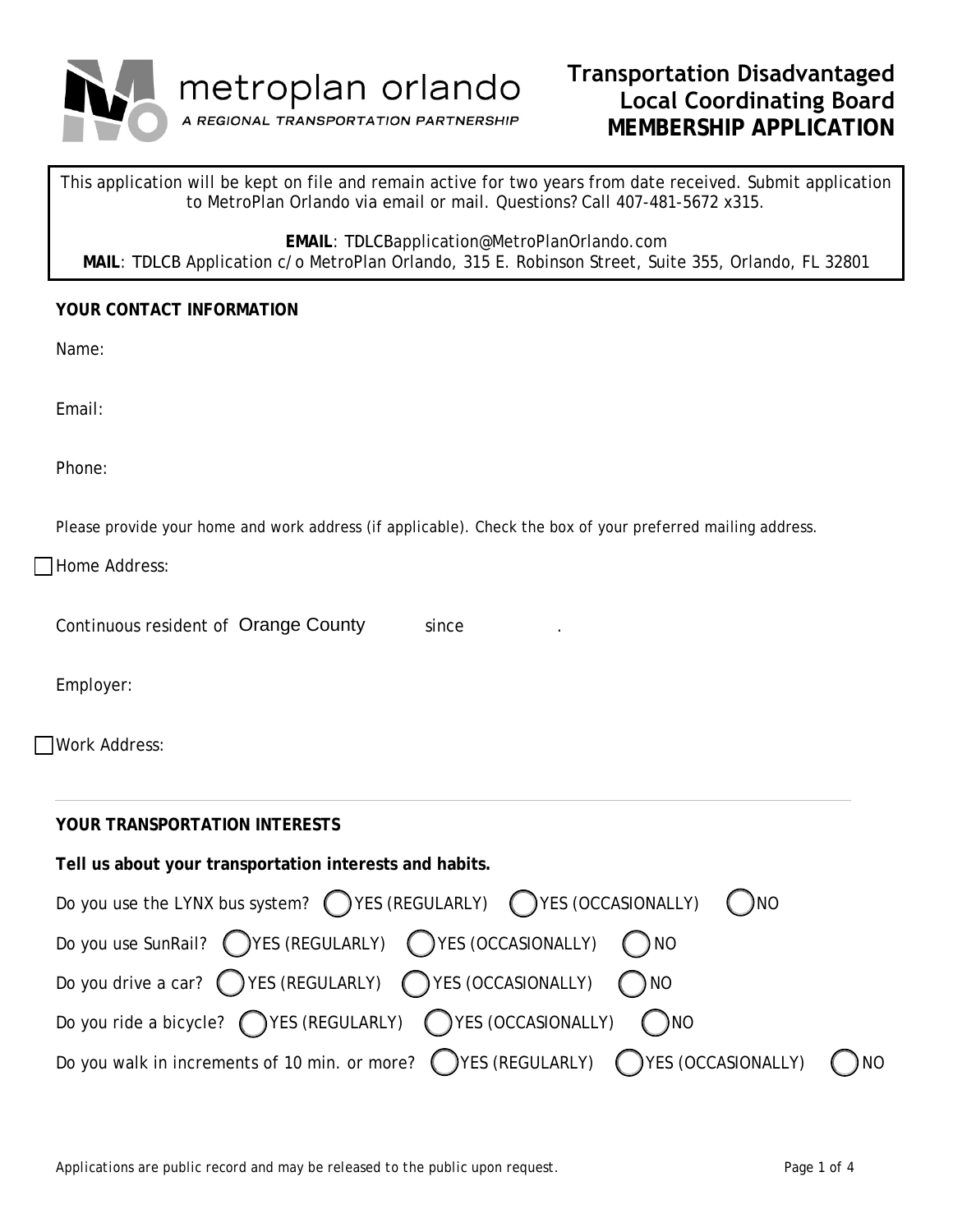metroplan orlando
A REGIONAL TRANSPORTATION PARTNERSHIP

# Transportation Disadvantaged Local Coordinating Board MEMBERSHIP APPLICATION

This application will be kept on file and remain active for two years from date received. Submit application to MetroPlan Orlando via email or mail. Questions? Call 407-481-5672 x315.

**EMAIL**: TDLCBapplication@MetroPlanOrlando.com
**MAIL**: TDLCB Application c/o MetroPlan Orlando, 315 E. Robinson Street, Suite 355, Orlando, FL 32801

**YOUR CONTACT INFORMATION**

Name:

Email:

Phone:

Please provide your home and work address (if applicable). Check the box of your preferred mailing address.

☐ Home Address:

Continuous resident of Orange County since .

Employer:

☐ Work Address:

---

**YOUR TRANSPORTATION INTERESTS**

**Tell us about your transportation interests and habits.**

Do you use the LYNX bus system? ◯ YES (REGULARLY) ◯ YES (OCCASIONALLY) ◯ NO

Do you use SunRail? ◯ YES (REGULARLY) ◯ YES (OCCASIONALLY) ◯ NO

Do you drive a car? ◯ YES (REGULARLY) ◯ YES (OCCASIONALLY) ◯ NO

Do you ride a bicycle? ◯ YES (REGULARLY) ◯ YES (OCCASIONALLY) ◯ NO

Do you walk in increments of 10 min. or more? ◯ YES (REGULARLY) ◯ YES (OCCASIONALLY) ◯ NO

*Applications are public record and may be released to the public upon request.*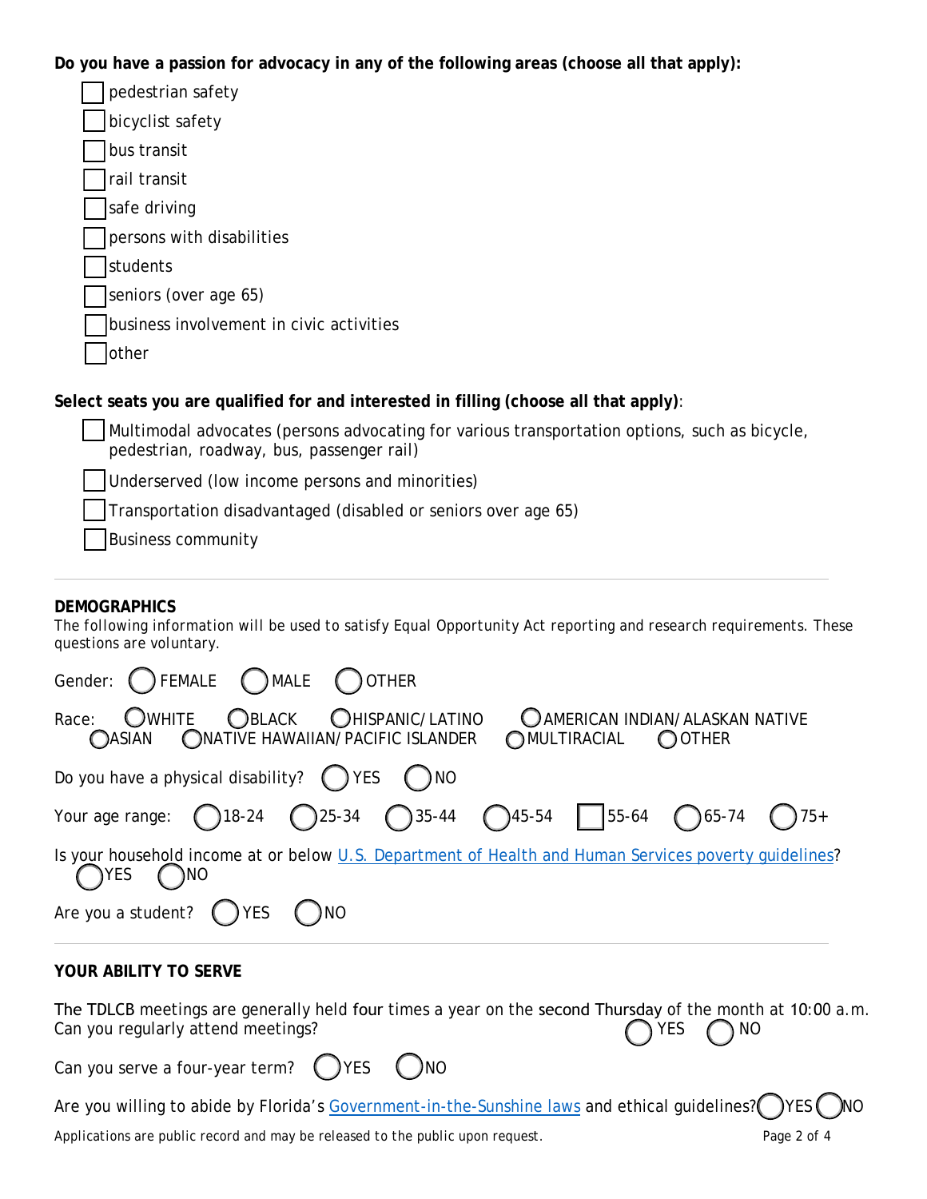**Do you have a passion for advocacy in any of the following areas (choose all that apply):**

- ☐ pedestrian safety
- ☐ bicyclist safety
- ☐ bus transit
- ☐ rail transit
- ☐ safe driving
- ☐ persons with disabilities
- ☐ students
- ☐ seniors (over age 65)
- ☐ business involvement in civic activities
- ☐ other

**Select seats you are qualified for and interested in filling (choose all that apply)**:

- ☐ Multimodal advocates (persons advocating for various transportation options, such as bicycle, pedestrian, roadway, bus, passenger rail)
- ☐ Underserved (low income persons and minorities)
- ☐ Transportation disadvantaged (disabled or seniors over age 65)
- ☐ Business community

---

**DEMOGRAPHICS**

The following information will be used to satisfy Equal Opportunity Act reporting and research requirements. These questions are voluntary.

Gender: ◯ FEMALE ◯ MALE ◯ OTHER

Race: ◯ WHITE ◯ BLACK ◯ HISPANIC/LATINO ◯ AMERICAN INDIAN/ALASKAN NATIVE ◯ ASIAN ◯ NATIVE HAWAIIAN/PACIFIC ISLANDER ◯ MULTIRACIAL ◯ OTHER

Do you have a physical disability? ◯ YES ◯ NO

Your age range: ◯ 18-24 ◯ 25-34 ◯ 35-44 ◯ 45-54 ☐ 55-64 ◯ 65-74 ◯ 75+

Is your household income at or below U.S. Department of Health and Human Services poverty guidelines? ◯ YES ◯ NO

Are you a student? ◯ YES ◯ NO

---

**YOUR ABILITY TO SERVE**

The TDLCB meetings are generally held four times a year on the second Thursday of the month at 10:00 a.m. Can you regularly attend meetings? ◯ YES ◯ NO

Can you serve a four-year term? ◯ YES ◯ NO

Are you willing to abide by Florida's Government-in-the-Sunshine laws and ethical guidelines? ◯ YES ◯ NO

Applications are public record and may be released to the public upon request.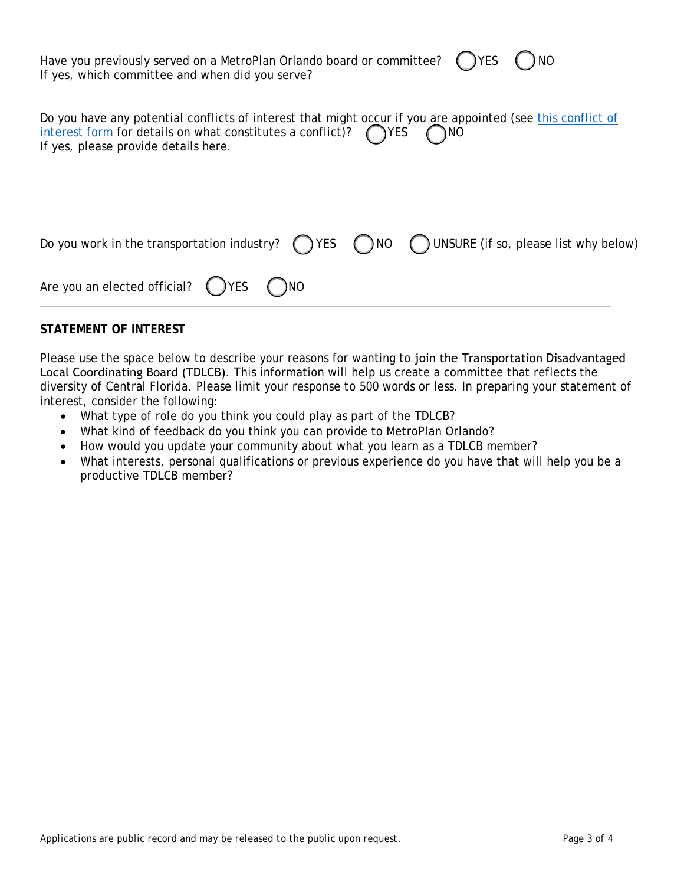Have you previously served on a MetroPlan Orlando board or committee? ◯ YES ◯ NO
If yes, which committee and when did you serve?

Do you have any potential conflicts of interest that might occur if you are appointed (see [this conflict of interest form]() for details on what constitutes a conflict)? ◯ YES ◯ NO
If yes, please provide details here.

Do you work in the transportation industry? ◯ YES ◯ NO ◯ UNSURE (if so, please list why below)

Are you an elected official? ◯ YES ◯ NO

---

**STATEMENT OF INTEREST**

Please use the space below to describe your reasons for wanting to join the Transportation Disadvantaged Local Coordinating Board (TDLCB). This information will help us create a committee that reflects the diversity of Central Florida. Please limit your response to 500 words or less. In preparing your statement of interest, consider the following:

- What type of role do you think you could play as part of the TDLCB?
- What kind of feedback do you think you can provide to MetroPlan Orlando?
- How would you update your community about what you learn as a TDLCB member?
- What interests, personal qualifications or previous experience do you have that will help you be a productive TDLCB member?

*Applications are public record and may be released to the public upon request.*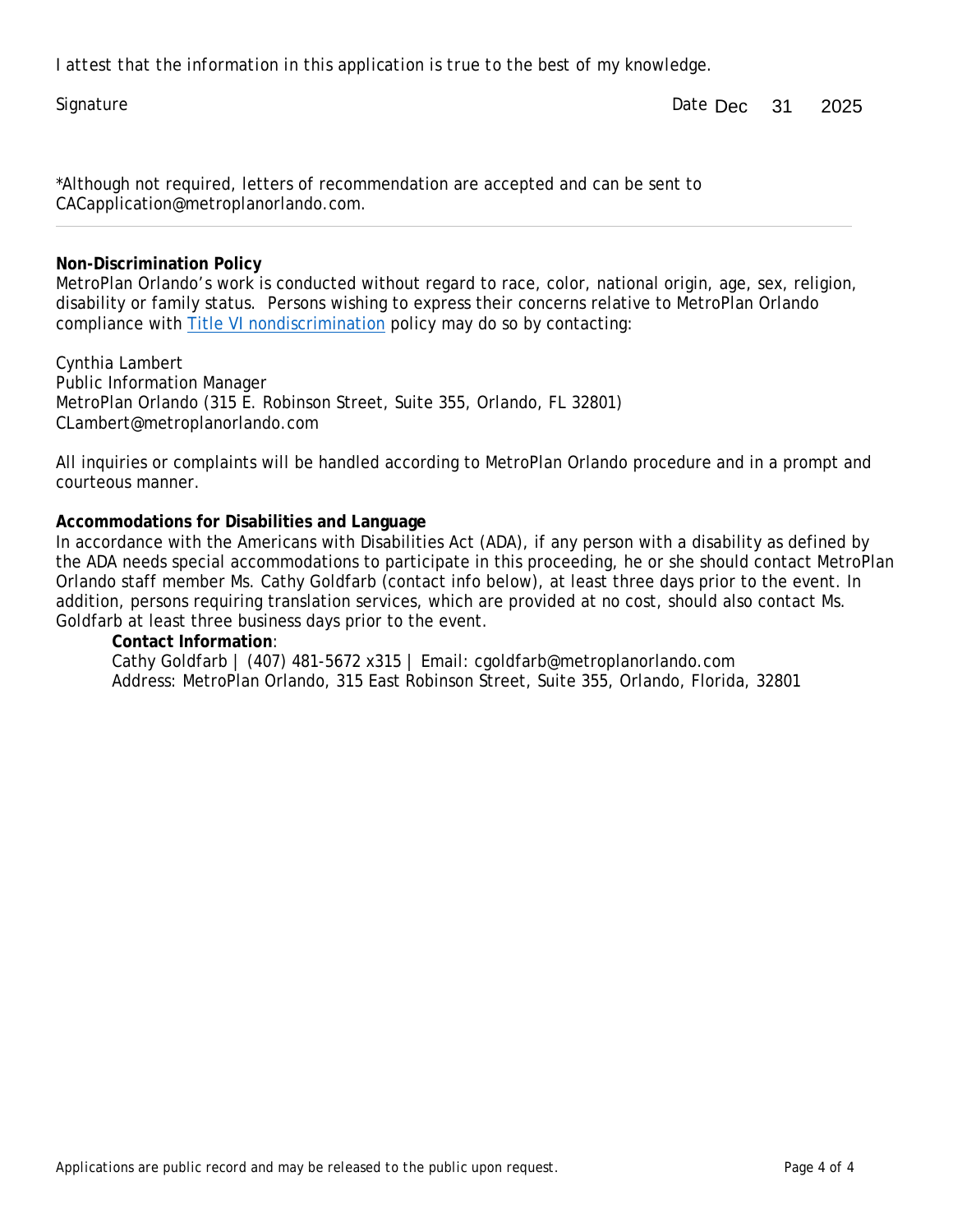*I attest that the information in this application is true to the best of my knowledge.*

Signature

Date Dec 31 2025

*Although not required, letters of recommendation are accepted and can be sent to CACapplication@metroplanorlando.com.

---

**Non-Discrimination Policy**
MetroPlan Orlando's work is conducted without regard to race, color, national origin, age, sex, religion, disability or family status. Persons wishing to express their concerns relative to MetroPlan Orlando compliance with [Title VI nondiscrimination](Title VI nondiscrimination) policy may do so by contacting:

Cynthia Lambert
Public Information Manager
MetroPlan Orlando (315 E. Robinson Street, Suite 355, Orlando, FL 32801)
CLambert@metroplanorlando.com

All inquiries or complaints will be handled according to MetroPlan Orlando procedure and in a prompt and courteous manner.

**Accommodations for Disabilities and Language**
In accordance with the Americans with Disabilities Act (ADA), if any person with a disability as defined by the ADA needs special accommodations to participate in this proceeding, he or she should contact MetroPlan Orlando staff member Ms. Cathy Goldfarb (contact info below), at least three days prior to the event. In addition, persons requiring translation services, which are provided at no cost, should also contact Ms. Goldfarb at least three business days prior to the event.

**Contact Information**:
Cathy Goldfarb | (407) 481-5672 x315 | Email: cgoldfarb@metroplanorlando.com
Address: MetroPlan Orlando, 315 East Robinson Street, Suite 355, Orlando, Florida, 32801

*Applications are public record and may be released to the public upon request.*